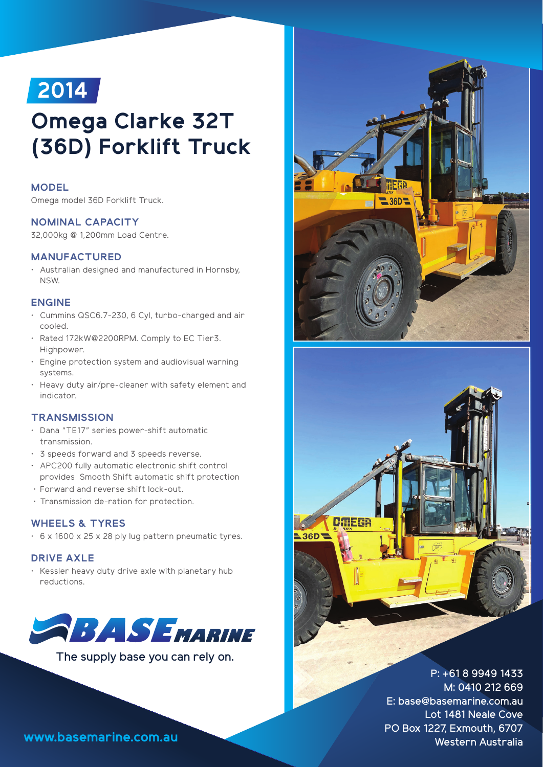2014

# Omega Clarke 32T (36D) Forklift Truck

## MODEL

Omega model 36D Forklift Truck.

## NOMINAL CAPACITY

32,000kg @ 1,200mm Load Centre.

## MANUFACTURED

- Australian designed and manufactured in Hornsby, NSW.

## ENGINE

- Cummins QSC6.7-230, 6 Cyl, turbo-charged and air cooled.
- Rated 172kW@2200RPM. Comply to EC Tier3. Highpower.
- Engine protection system and audiovisual warning systems.
- Heavy duty air/pre-cleaner with safety element and indicator.

## TRANSMISSION

- Dana "TE17" series power-shift automatic transmission.
- 3 speeds forward and 3 speeds reverse.
- APC200 fully automatic electronic shift control provides Smooth Shift automatic shift protection
- Forward and reverse shift lock-out.
- Transmission de-ration for protection.

## WHEELS & TYRES

- 6 x 1600 x 25 x 28 ply lug pattern pneumatic tyres.

## DRIVE AXLE

- Kessler heavy duty drive axle with planetary hub reductions.

BASE MARINE

The supply base you can rely on.

P: +61 8 9949 1433
M: 0410 212 669
E: base@basemarine.com.au
Lot 1481 Neale Cove
PO Box 1227, Exmouth, 6707
Western Australia

www.basemarine.com.au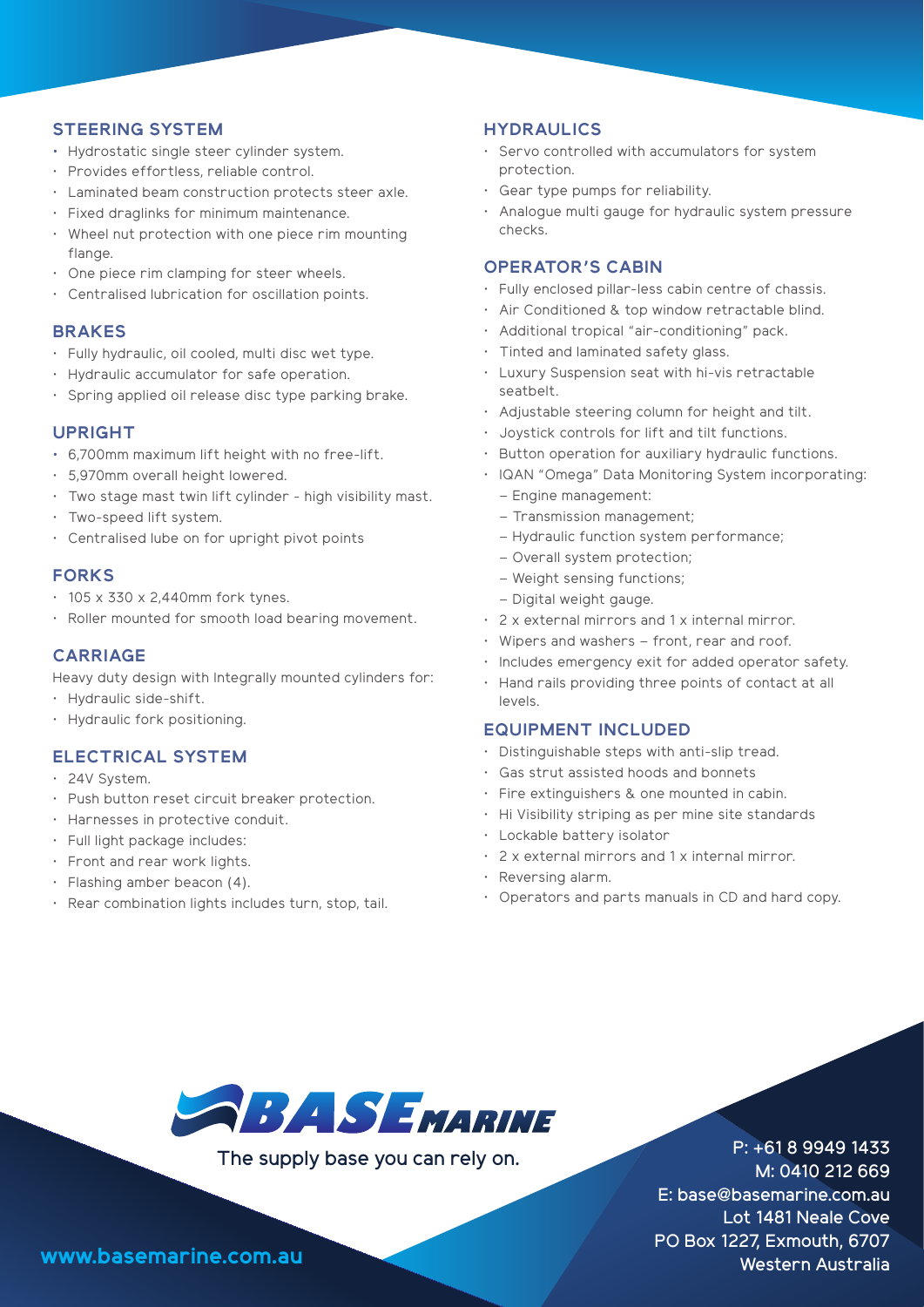## STEERING SYSTEM

- Hydrostatic single steer cylinder system.
- Provides effortless, reliable control.
- Laminated beam construction protects steer axle.
- Fixed draglinks for minimum maintenance.
- Wheel nut protection with one piece rim mounting flange.
- One piece rim clamping for steer wheels.
- Centralised lubrication for oscillation points.

## BRAKES

- Fully hydraulic, oil cooled, multi disc wet type.
- Hydraulic accumulator for safe operation.
- Spring applied oil release disc type parking brake.

## UPRIGHT

- 6,700mm maximum lift height with no free-lift.
- 5,970mm overall height lowered.
- Two stage mast twin lift cylinder - high visibility mast.
- Two-speed lift system.
- Centralised lube on for upright pivot points

## FORKS

- 105 x 330 x 2,440mm fork tynes.
- Roller mounted for smooth load bearing movement.

## CARRIAGE

Heavy duty design with Integrally mounted cylinders for:

- Hydraulic side-shift.
- Hydraulic fork positioning.

## ELECTRICAL SYSTEM

- 24V System.
- Push button reset circuit breaker protection.
- Harnesses in protective conduit.
- Full light package includes:
- Front and rear work lights.
- Flashing amber beacon (4).
- Rear combination lights includes turn, stop, tail.

## HYDRAULICS

- Servo controlled with accumulators for system protection.
- Gear type pumps for reliability.
- Analogue multi gauge for hydraulic system pressure checks.

## OPERATOR'S CABIN

- Fully enclosed pillar-less cabin centre of chassis.
- Air Conditioned & top window retractable blind.
- Additional tropical "air-conditioning" pack.
- Tinted and laminated safety glass.
- Luxury Suspension seat with hi-vis retractable seatbelt.
- Adjustable steering column for height and tilt.
- Joystick controls for lift and tilt functions.
- Button operation for auxiliary hydraulic functions.
- IQAN "Omega" Data Monitoring System incorporating:
  - Engine management:
  - Transmission management;
  - Hydraulic function system performance;
  - Overall system protection;
  - Weight sensing functions;
  - Digital weight gauge.
- 2 x external mirrors and 1 x internal mirror.
- Wipers and washers – front, rear and roof.
- Includes emergency exit for added operator safety.
- Hand rails providing three points of contact at all levels.

## EQUIPMENT INCLUDED

- Distinguishable steps with anti-slip tread.
- Gas strut assisted hoods and bonnets
- Fire extinguishers & one mounted in cabin.
- Hi Visibility striping as per mine site standards
- Lockable battery isolator
- 2 x external mirrors and 1 x internal mirror.
- Reversing alarm.
- Operators and parts manuals in CD and hard copy.

BASE MARINE

The supply base you can rely on.

www.basemarine.com.au

P: +61 8 9949 1433
M: 0410 212 669
E: base@basemarine.com.au
Lot 1481 Neale Cove
PO Box 1227, Exmouth, 6707
Western Australia